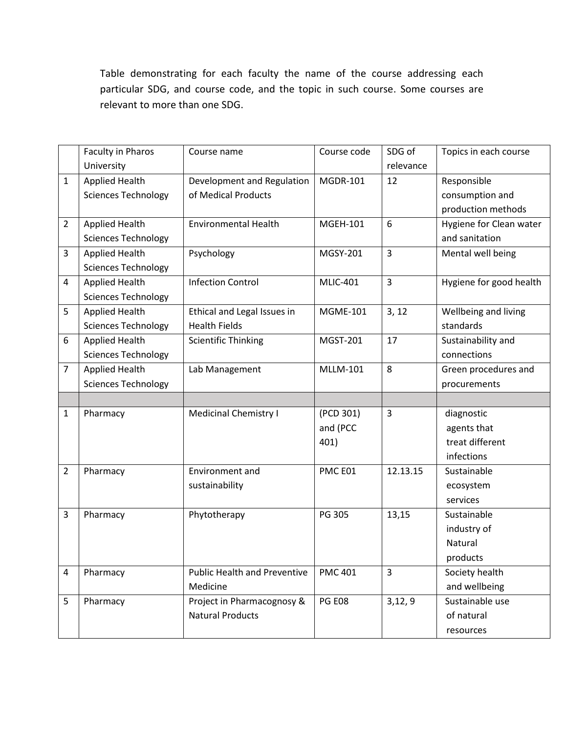Table demonstrating for each faculty the name of the course addressing each particular SDG, and course code, and the topic in such course. Some courses are relevant to more than one SDG.

| | Faculty in Pharos University | Course name | Course code | SDG of relevance | Topics in each course |
|---|---|---|---|---|---|
| 1 | Applied Health Sciences Technology | Development and Regulation of Medical Products | MGDR-101 | 12 | Responsible consumption and production methods |
| 2 | Applied Health Sciences Technology | Environmental Health | MGEH-101 | 6 | Hygiene for Clean water and sanitation |
| 3 | Applied Health Sciences Technology | Psychology | MGSY-201 | 3 | Mental well being |
| 4 | Applied Health Sciences Technology | Infection Control | MLIC-401 | 3 | Hygiene for good health |
| 5 | Applied Health Sciences Technology | Ethical and Legal Issues in Health Fields | MGME-101 | 3, 12 | Wellbeing and living standards |
| 6 | Applied Health Sciences Technology | Scientific Thinking | MGST-201 | 17 | Sustainability and connections |
| 7 | Applied Health Sciences Technology | Lab Management | MLLM-101 | 8 | Green procedures and procurements |
| | | | | | |
| 1 | Pharmacy | Medicinal Chemistry I | (PCD 301) and (PCC 401) | 3 | diagnostic agents that treat different infections |
| 2 | Pharmacy | Environment and sustainability | PMC E01 | 12.13.15 | Sustainable ecosystem services |
| 3 | Pharmacy | Phytotherapy | PG 305 | 13,15 | Sustainable industry of Natural products |
| 4 | Pharmacy | Public Health and Preventive Medicine | PMC 401 | 3 | Society health and wellbeing |
| 5 | Pharmacy | Project in Pharmacognosy & Natural Products | PG E08 | 3,12, 9 | Sustainable use of natural resources |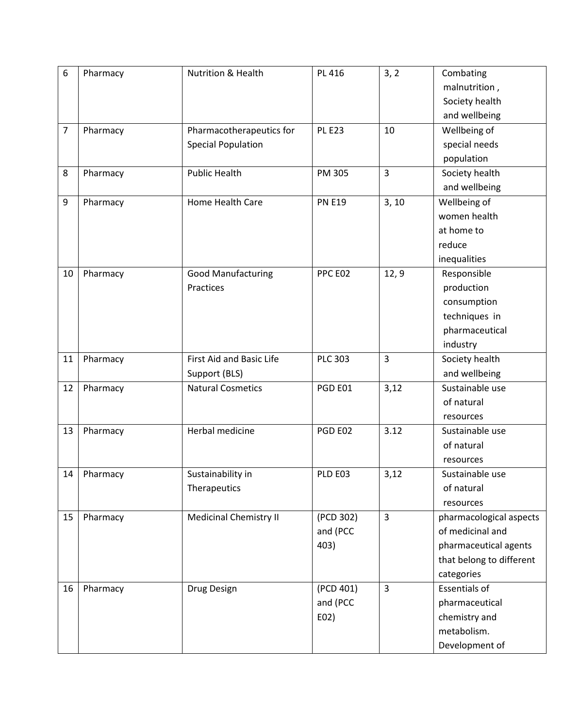| 6 | Pharmacy | Nutrition & Health | PL 416 | 3, 2 | Combating malnutrition , Society health and wellbeing |
|---|---|---|---|---|---|
| 7 | Pharmacy | Pharmacotherapeutics for Special Population | PL E23 | 10 | Wellbeing of special needs population |
| 8 | Pharmacy | Public Health | PM 305 | 3 | Society health and wellbeing |
| 9 | Pharmacy | Home Health Care | PN E19 | 3, 10 | Wellbeing of women health at home to reduce inequalities |
| 10 | Pharmacy | Good Manufacturing Practices | PPC E02 | 12, 9 | Responsible production consumption techniques in pharmaceutical industry |
| 11 | Pharmacy | First Aid and Basic Life Support (BLS) | PLC 303 | 3 | Society health and wellbeing |
| 12 | Pharmacy | Natural Cosmetics | PGD E01 | 3,12 | Sustainable use of natural resources |
| 13 | Pharmacy | Herbal medicine | PGD E02 | 3.12 | Sustainable use of natural resources |
| 14 | Pharmacy | Sustainability in Therapeutics | PLD E03 | 3,12 | Sustainable use of natural resources |
| 15 | Pharmacy | Medicinal Chemistry II | (PCD 302) and (PCC 403) | 3 | pharmacological aspects of medicinal and pharmaceutical agents that belong to different categories |
| 16 | Pharmacy | Drug Design | (PCD 401) and (PCC E02) | 3 | Essentials of pharmaceutical chemistry and metabolism. Development of |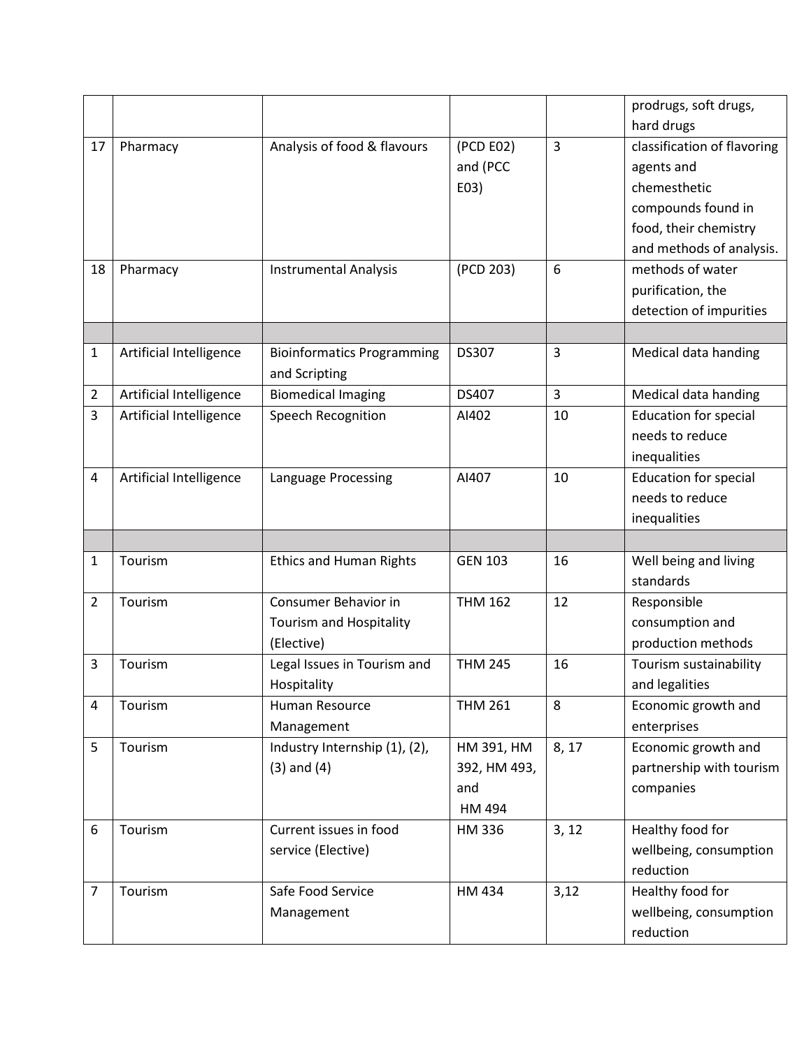| | | | | | |
|---|---|---|---|---|---|
| | | | | | prodrugs, soft drugs, hard drugs |
| 17 | Pharmacy | Analysis of food & flavours | (PCD E02) and (PCC E03) | 3 | classification of flavoring agents and chemesthetic compounds found in food, their chemistry and methods of analysis. |
| 18 | Pharmacy | Instrumental Analysis | (PCD 203) | 6 | methods of water purification, the detection of impurities |
| | | | | | |
| 1 | Artificial Intelligence | Bioinformatics Programming and Scripting | DS307 | 3 | Medical data handing |
| 2 | Artificial Intelligence | Biomedical Imaging | DS407 | 3 | Medical data handing |
| 3 | Artificial Intelligence | Speech Recognition | AI402 | 10 | Education for special needs to reduce inequalities |
| 4 | Artificial Intelligence | Language Processing | AI407 | 10 | Education for special needs to reduce inequalities |
| | | | | | |
| 1 | Tourism | Ethics and Human Rights | GEN 103 | 16 | Well being and living standards |
| 2 | Tourism | Consumer Behavior in Tourism and Hospitality (Elective) | THM 162 | 12 | Responsible consumption and production methods |
| 3 | Tourism | Legal Issues in Tourism and Hospitality | THM 245 | 16 | Tourism sustainability and legalities |
| 4 | Tourism | Human Resource Management | THM 261 | 8 | Economic growth and enterprises |
| 5 | Tourism | Industry Internship (1), (2), (3) and (4) | HM 391, HM 392, HM 493, and HM 494 | 8, 17 | Economic growth and partnership with tourism companies |
| 6 | Tourism | Current issues in food service (Elective) | HM 336 | 3, 12 | Healthy food for wellbeing, consumption reduction |
| 7 | Tourism | Safe Food Service Management | HM 434 | 3,12 | Healthy food for wellbeing, consumption reduction |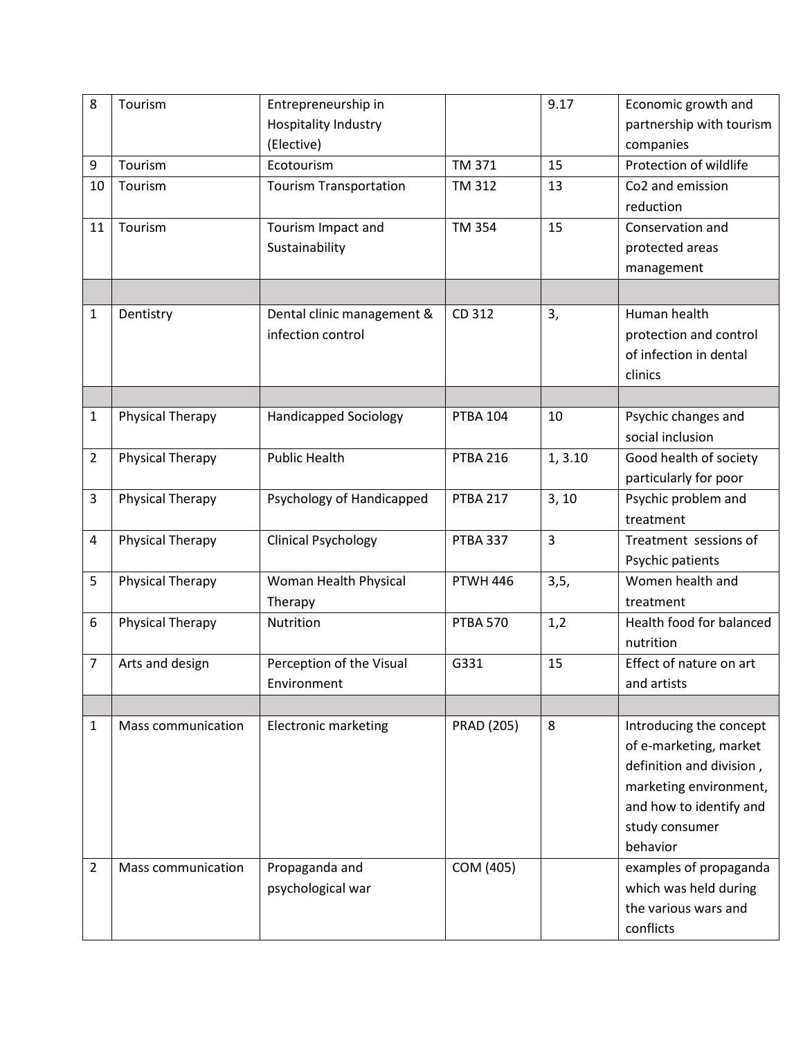| 8 | Tourism | Entrepreneurship in Hospitality Industry (Elective) | | 9.17 | Economic growth and partnership with tourism companies |
|---|---|---|---|---|---|
| 9 | Tourism | Ecotourism | TM 371 | 15 | Protection of wildlife |
| 10 | Tourism | Tourism Transportation | TM 312 | 13 | Co2 and emission reduction |
| 11 | Tourism | Tourism Impact and Sustainability | TM 354 | 15 | Conservation and protected areas management |
| | | | | | |
| 1 | Dentistry | Dental clinic management & infection control | CD 312 | 3, | Human health protection and control of infection in dental clinics |
| | | | | | |
| 1 | Physical Therapy | Handicapped Sociology | PTBA 104 | 10 | Psychic changes and social inclusion |
| 2 | Physical Therapy | Public Health | PTBA 216 | 1, 3.10 | Good health of society particularly for poor |
| 3 | Physical Therapy | Psychology of Handicapped | PTBA 217 | 3, 10 | Psychic problem and treatment |
| 4 | Physical Therapy | Clinical Psychology | PTBA 337 | 3 | Treatment sessions of Psychic patients |
| 5 | Physical Therapy | Woman Health Physical Therapy | PTWH 446 | 3,5, | Women health and treatment |
| 6 | Physical Therapy | Nutrition | PTBA 570 | 1,2 | Health food for balanced nutrition |
| 7 | Arts and design | Perception of the Visual Environment | G331 | 15 | Effect of nature on art and artists |
| | | | | | |
| 1 | Mass communication | Electronic marketing | PRAD (205) | 8 | Introducing the concept of e-marketing, market definition and division , marketing environment, and how to identify and study consumer behavior |
| 2 | Mass communication | Propaganda and psychological war | COM (405) | | examples of propaganda which was held during the various wars and conflicts |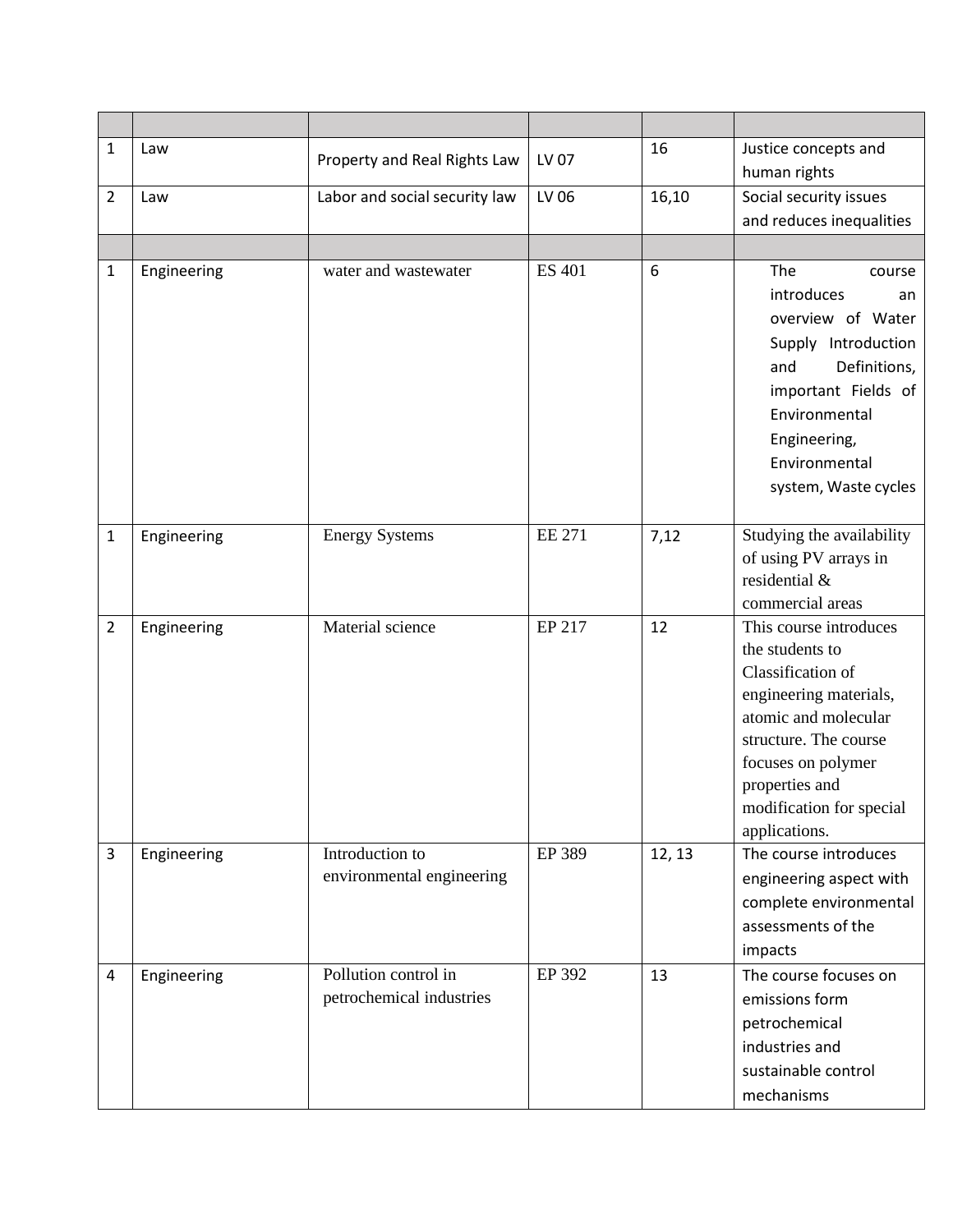| | | | | | |
|---|---|---|---|---|---|
| 1 | Law | Property and Real Rights Law | LV 07 | 16 | Justice concepts and human rights |
| 2 | Law | Labor and social security law | LV 06 | 16,10 | Social security issues and reduces inequalities |
| | | | | | |
| 1 | Engineering | water and wastewater | ES 401 | 6 | The course introduces an overview of Water Supply Introduction and Definitions, important Fields of Environmental Engineering, Environmental system, Waste cycles |
| 1 | Engineering | Energy Systems | EE 271 | 7,12 | Studying the availability of using PV arrays in residential & commercial areas |
| 2 | Engineering | Material science | EP 217 | 12 | This course introduces the students to Classification of engineering materials, atomic and molecular structure. The course focuses on polymer properties and modification for special applications. |
| 3 | Engineering | Introduction to environmental engineering | EP 389 | 12, 13 | The course introduces engineering aspect with complete environmental assessments of the impacts |
| 4 | Engineering | Pollution control in petrochemical industries | EP 392 | 13 | The course focuses on emissions form petrochemical industries and sustainable control mechanisms |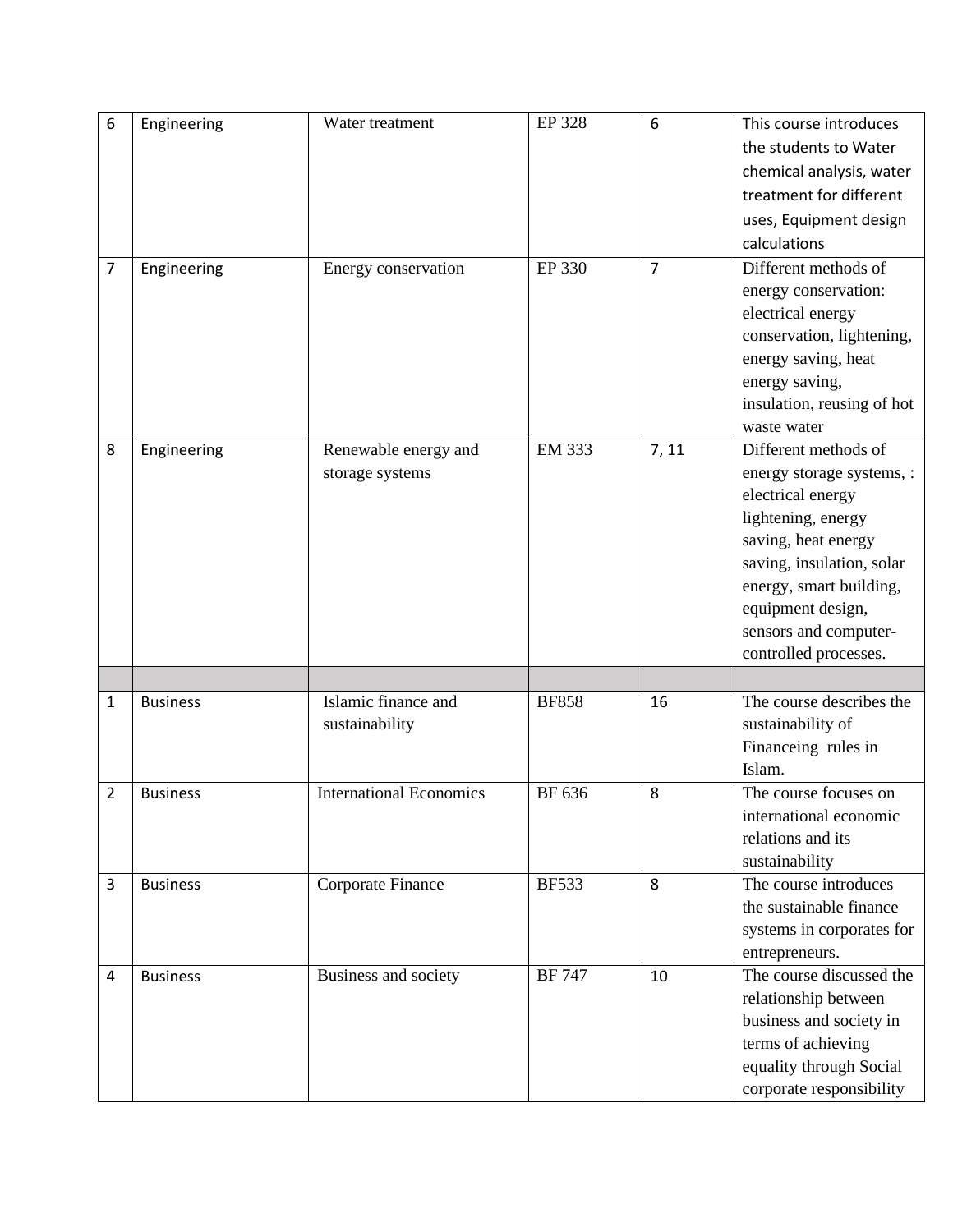| 6 | Engineering | Water treatment | EP 328 | 6 | This course introduces the students to Water chemical analysis, water treatment for different uses, Equipment design calculations |
|---|---|---|---|---|---|
| 7 | Engineering | Energy conservation | EP 330 | 7 | Different methods of energy conservation: electrical energy conservation, lightening, energy saving, heat energy saving, insulation, reusing of hot waste water |
| 8 | Engineering | Renewable energy and storage systems | EM 333 | 7, 11 | Different methods of energy storage systems, : electrical energy lightening, energy saving, heat energy saving, insulation, solar energy, smart building, equipment design, sensors and computer-controlled processes. |
| | | | | | |
| 1 | Business | Islamic finance and sustainability | BF858 | 16 | The course describes the sustainability of Financeing rules in Islam. |
| 2 | Business | International Economics | BF 636 | 8 | The course focuses on international economic relations and its sustainability |
| 3 | Business | Corporate Finance | BF533 | 8 | The course introduces the sustainable finance systems in corporates for entrepreneurs. |
| 4 | Business | Business and society | BF 747 | 10 | The course discussed the relationship between business and society in terms of achieving equality through Social corporate responsibility |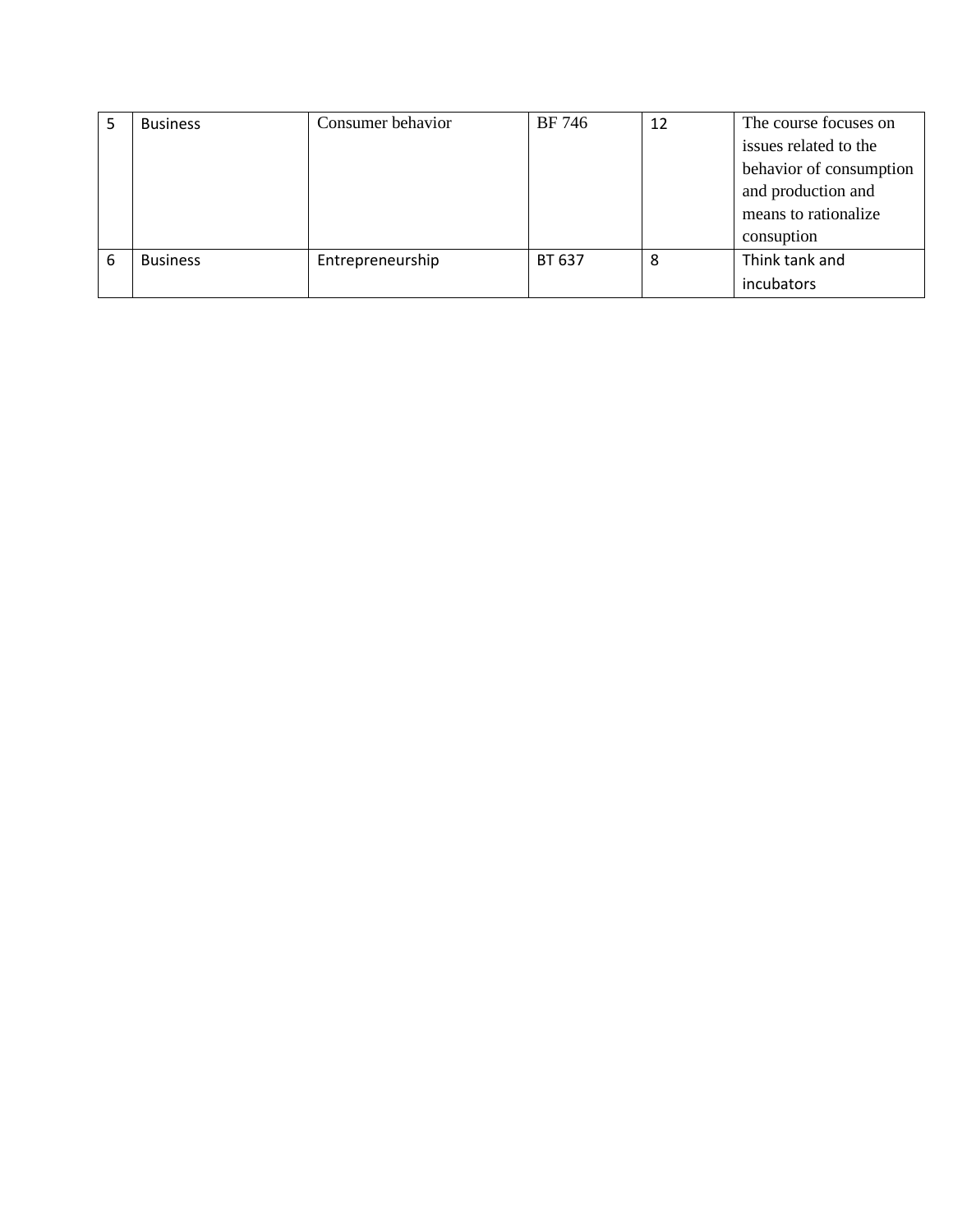| | | | | | |
|---|---|---|---|---|---|
| 5 | Business | Consumer behavior | BF 746 | 12 | The course focuses on issues related to the behavior of consumption and production and means to rationalize consuption |
| 6 | Business | Entrepreneurship | BT 637 | 8 | Think tank and incubators |